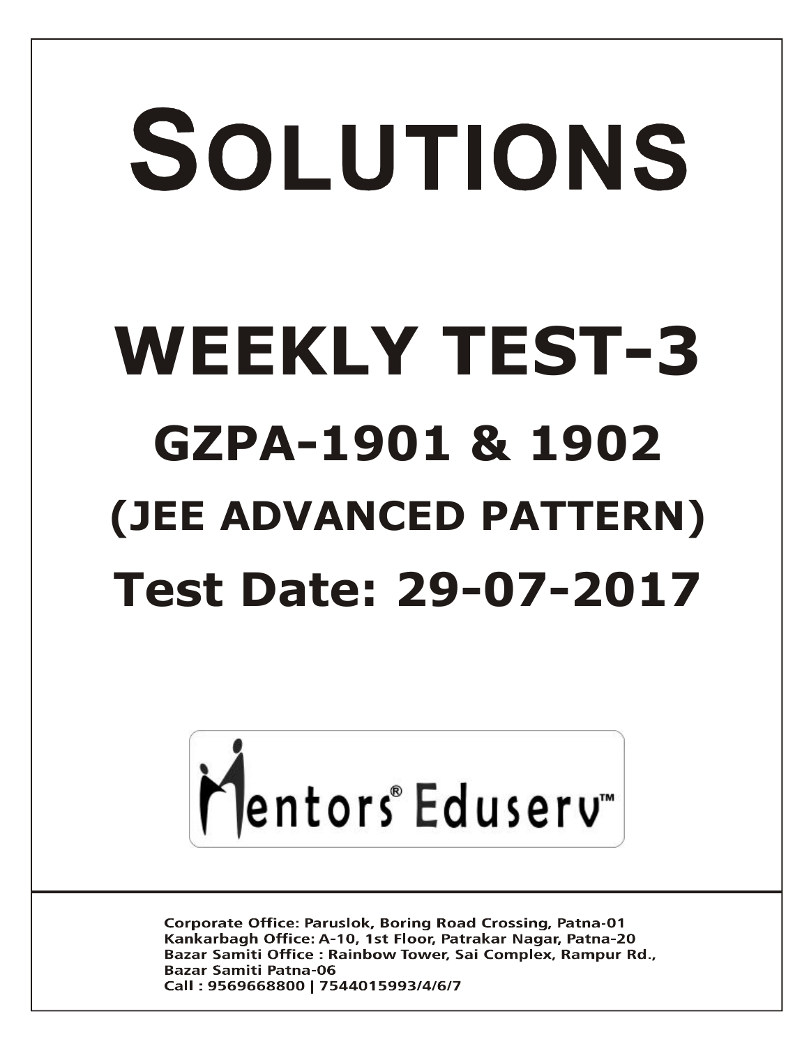# SOLUTIONS

# WEEKLY TEST-3

## GZPA-1901 & 1902

## (JEE ADVANCED PATTERN)

## Test Date: 29-07-2017

Mentors® Eduserv™

Corporate Office: Paruslok, Boring Road Crossing, Patna-01
Kankarbagh Office: A-10, 1st Floor, Patrakar Nagar, Patna-20
Bazar Samiti Office : Rainbow Tower, Sai Complex, Rampur Rd., Bazar Samiti Patna-06
Call : 9569668800 | 7544015993/4/6/7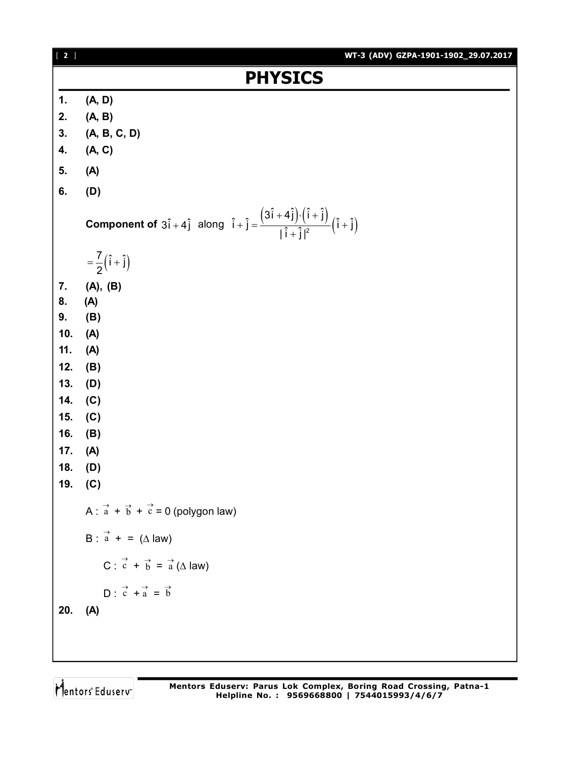# PHYSICS

1. **(A, D)**
2. **(A, B)**
3. **(A, B, C, D)**
4. **(A, C)**
5. **(A)**
6. **(D)**

   **Component of** $3\hat{i}+4\hat{j}$ along $\hat{i}+\hat{j} = \dfrac{\left(3\hat{i}+4\hat{j}\right)\cdot\left(\hat{i}+\hat{j}\right)}{|\hat{i}+\hat{j}|^2}\left(\hat{i}+\hat{j}\right)$

   $= \dfrac{7}{2}\left(\hat{i}+\hat{j}\right)$

7. **(A), (B)**
8. **(A)**
9. **(B)**
10. **(A)**
11. **(A)**
12. **(B)**
13. **(D)**
14. **(C)**
15. **(C)**
16. **(B)**
17. **(A)**
18. **(D)**
19. **(C)**

    A : $\vec{a} + \vec{b} + \vec{c} = 0$ (polygon law)

    B : $\vec{a}$ + = ($\Delta$ law)

    C : $\vec{c} + \vec{b} = \vec{a}$ ($\Delta$ law)

    D : $\vec{c} + \vec{a} = \vec{b}$

20. **(A)**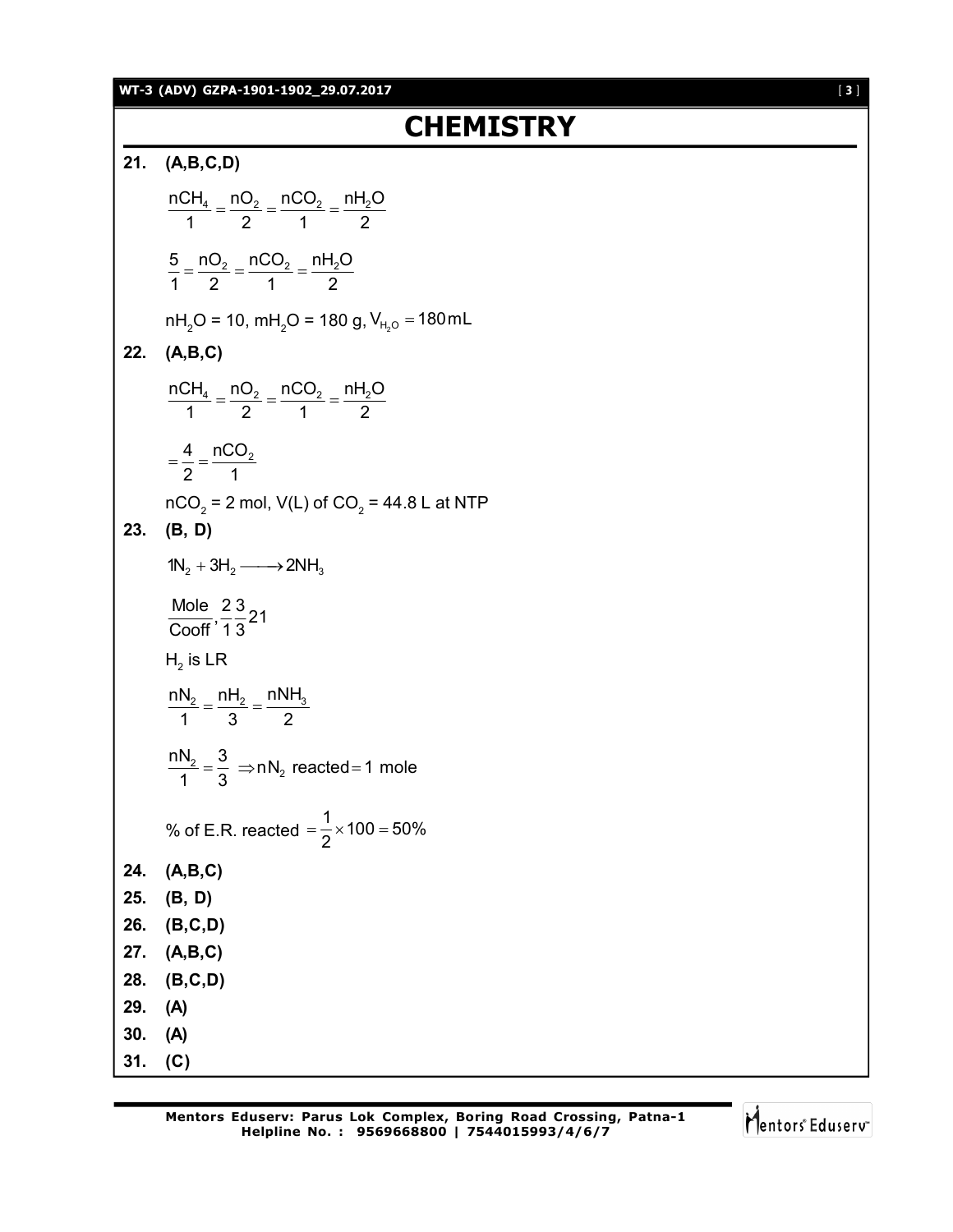# CHEMISTRY

**21. (A,B,C,D)**

$$\frac{nCH_4}{1} = \frac{nO_2}{2} = \frac{nCO_2}{1} = \frac{nH_2O}{2}$$

$$\frac{5}{1} = \frac{nO_2}{2} = \frac{nCO_2}{1} = \frac{nH_2O}{2}$$

$nH_2O$ = 10, $mH_2O$ = 180 g, $V_{H_2O} = 180\,mL$

**22. (A,B,C)**

$$\frac{nCH_4}{1} = \frac{nO_2}{2} = \frac{nCO_2}{1} = \frac{nH_2O}{2}$$

$$= \frac{4}{2} = \frac{nCO_2}{1}$$

$nCO_2$ = 2 mol, V(L) of $CO_2$ = 44.8 L at NTP

**23. (B, D)**

$$1N_2 + 3H_2 \longrightarrow 2NH_3$$

$$\frac{\text{Mole}}{\text{Cooff}}, \frac{2}{1}\frac{3}{3}21$$

$H_2$ is LR

$$\frac{nN_2}{1} = \frac{nH_2}{3} = \frac{nNH_3}{2}$$

$$\frac{nN_2}{1} = \frac{3}{3} \Rightarrow nN_2 \text{ reacted} = 1 \text{ mole}$$

$$\% \text{ of E.R. reacted } = \frac{1}{2} \times 100 = 50\%$$

**24. (A,B,C)**

**25. (B, D)**

**26. (B,C,D)**

**27. (A,B,C)**

**28. (B,C,D)**

**29. (A)**

**30. (A)**

**31. (C)**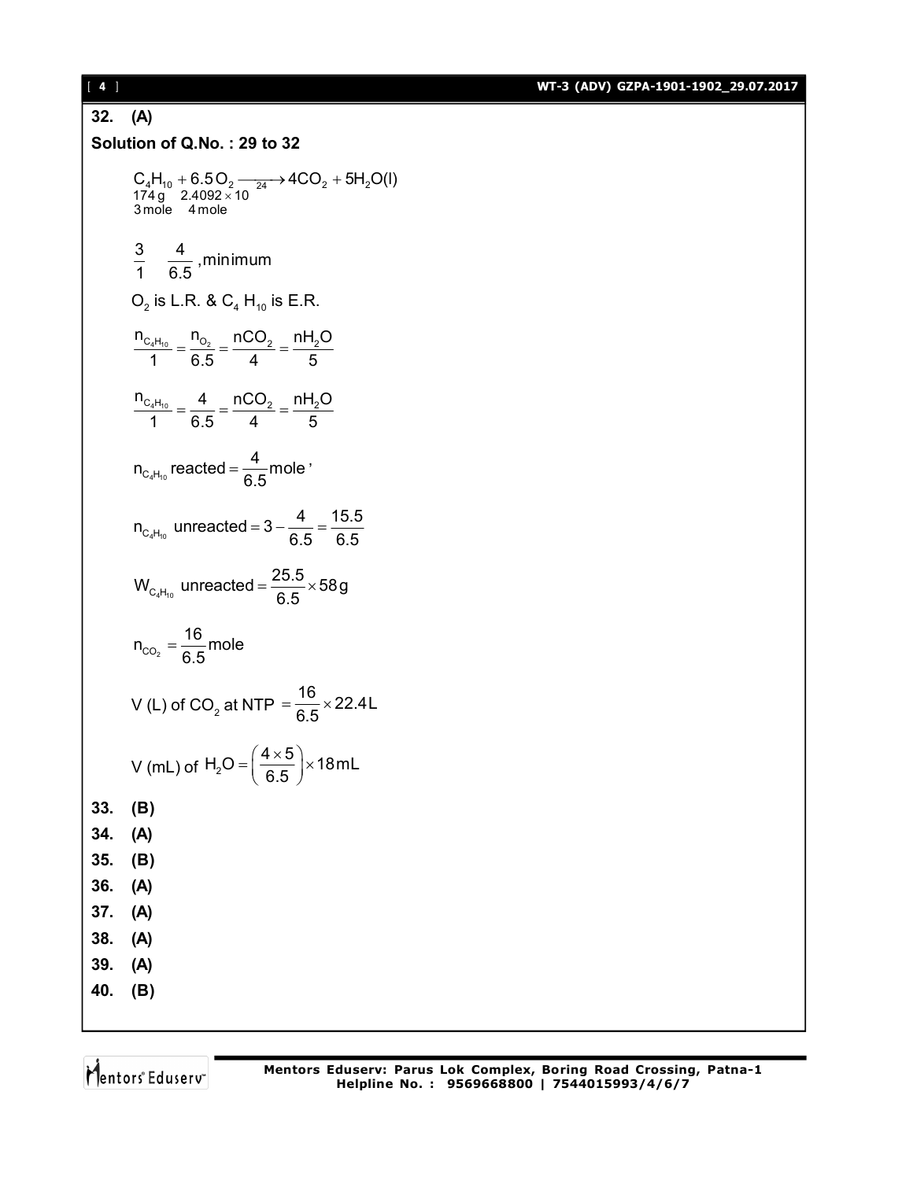**32. (A)**

**Solution of Q.No. : 29 to 32**

$$\underset{\substack{174\,g \\ 3\,mole}}{C_4H_{10}} + \underset{\substack{2.4092 \times 10^{24} \\ 4\,mole}}{6.5\,O_2} \longrightarrow 4CO_2 + 5H_2O(l)$$

$$\frac{3}{1} \quad \frac{4}{6.5}, \text{minimum}$$

$O_2$ is L.R. & $C_4H_{10}$ is E.R.

$$\frac{n_{C_4H_{10}}}{1} = \frac{n_{O_2}}{6.5} = \frac{nCO_2}{4} = \frac{nH_2O}{5}$$

$$\frac{n_{C_4H_{10}}}{1} = \frac{4}{6.5} = \frac{nCO_2}{4} = \frac{nH_2O}{5}$$

$$n_{C_4H_{10}} \text{ reacted} = \frac{4}{6.5} \text{mole}'$$

$$n_{C_4H_{10}} \text{ unreacted} = 3 - \frac{4}{6.5} = \frac{15.5}{6.5}$$

$$W_{C_4H_{10}} \text{ unreacted} = \frac{25.5}{6.5} \times 58\,g$$

$$n_{CO_2} = \frac{16}{6.5} \text{mole}$$

$$V\,(L) \text{ of } CO_2 \text{ at NTP} = \frac{16}{6.5} \times 22.4\,L$$

$$V\,(mL) \text{ of } H_2O = \left(\frac{4 \times 5}{6.5}\right) \times 18\,mL$$

**33. (B)**

**34. (A)**

**35. (B)**

**36. (A)**

**37. (A)**

**38. (A)**

**39. (A)**

**40. (B)**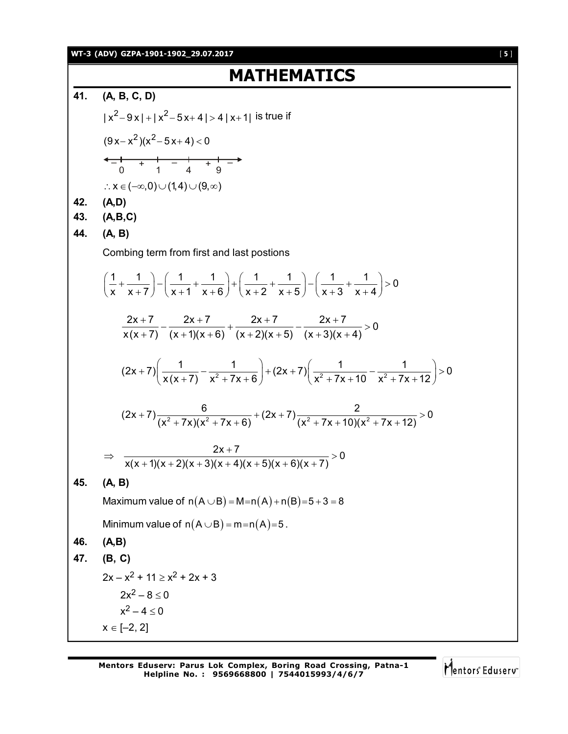# MATHEMATICS

**41.** **(A, B, C, D)**

$|x^2 - 9x| + |x^2 - 5x + 4| > 4|x+1|$ is true if

$(9x - x^2)(x^2 - 5x + 4) < 0$

Sign scheme: $-$ | 0 | $+$ | 1 | $-$ | 4 | $+$ | 9 | $-$

$\therefore x \in (-\infty, 0) \cup (1, 4) \cup (9, \infty)$

**42.** **(A,D)**

**43.** **(A,B,C)**

**44.** **(A, B)**

Combing term from first and last postions

$$\left(\frac{1}{x} + \frac{1}{x+7}\right) - \left(\frac{1}{x+1} + \frac{1}{x+6}\right) + \left(\frac{1}{x+2} + \frac{1}{x+5}\right) - \left(\frac{1}{x+3} + \frac{1}{x+4}\right) > 0$$

$$\frac{2x+7}{x(x+7)} - \frac{2x+7}{(x+1)(x+6)} + \frac{2x+7}{(x+2)(x+5)} - \frac{2x+7}{(x+3)(x+4)} > 0$$

$$(2x+7)\left(\frac{1}{x(x+7)} - \frac{1}{x^2+7x+6}\right) + (2x+7)\left(\frac{1}{x^2+7x+10} - \frac{1}{x^2+7x+12}\right) > 0$$

$$(2x+7)\frac{6}{(x^2+7x)(x^2+7x+6)} + (2x+7)\frac{2}{(x^2+7x+10)(x^2+7x+12)} > 0$$

$$\Rightarrow \quad \frac{2x+7}{x(x+1)(x+2)(x+3)(x+4)(x+5)(x+6)(x+7)} > 0$$

**45.** **(A, B)**

Maximum value of $n(A \cup B) = M = n(A) + n(B) = 5 + 3 = 8$

Minimum value of $n(A \cup B) = m = n(A) = 5$.

**46.** **(A,B)**

**47.** **(B, C)**

$2x - x^2 + 11 \geq x^2 + 2x + 3$

$2x^2 - 8 \leq 0$

$x^2 - 4 \leq 0$

$x \in [-2, 2]$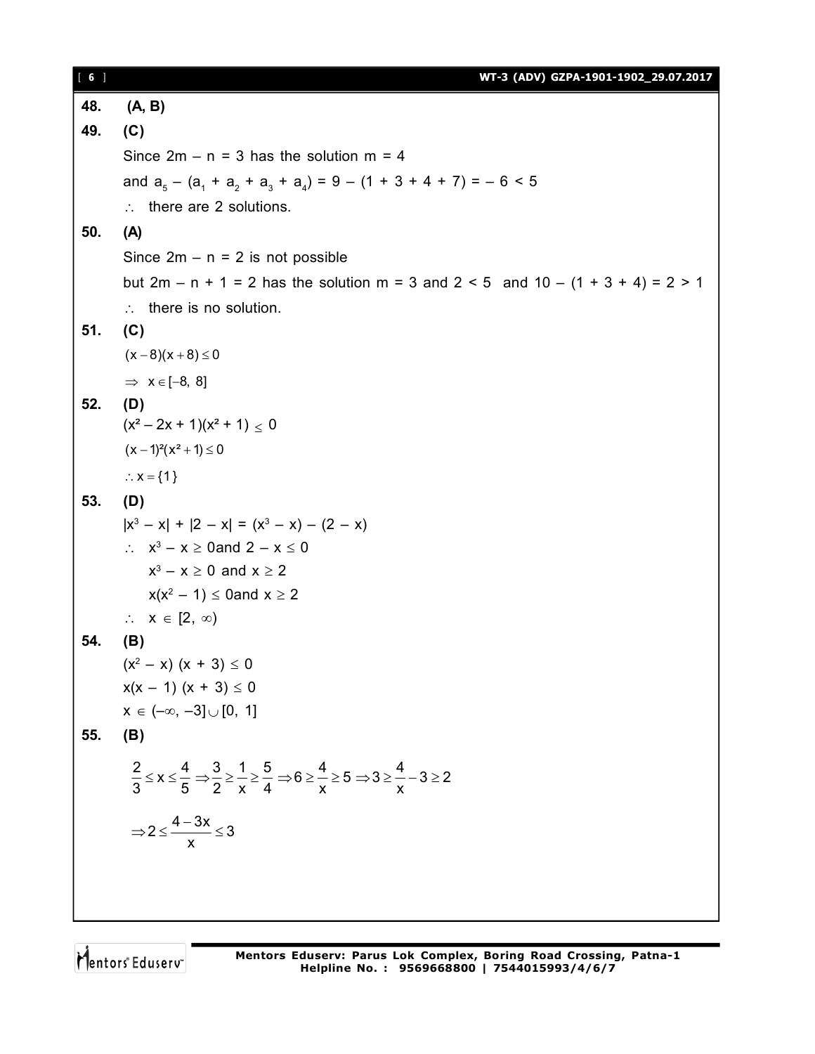**48.** **(A, B)**

**49.** **(C)**

Since $2m - n = 3$ has the solution $m = 4$

and $a_5 - (a_1 + a_2 + a_3 + a_4) = 9 - (1 + 3 + 4 + 7) = -6 < 5$

$\therefore$ there are 2 solutions.

**50.** **(A)**

Since $2m - n = 2$ is not possible

but $2m - n + 1 = 2$ has the solution $m = 3$ and $2 < 5$ and $10 - (1 + 3 + 4) = 2 > 1$

$\therefore$ there is no solution.

**51.** **(C)**

$(x-8)(x+8) \le 0$

$\Rightarrow x \in [-8, 8]$

**52.** **(D)**

$(x^2 - 2x + 1)(x^2 + 1) \le 0$

$(x-1)^2(x^2+1) \le 0$

$\therefore x = \{1\}$

**53.** **(D)**

$|x^3 - x| + |2 - x| = (x^3 - x) - (2 - x)$

$\therefore$ $x^3 - x \ge 0$and $2 - x \le 0$

$x^3 - x \ge 0$ and $x \ge 2$

$x(x^2 - 1) \le 0$and $x \ge 2$

$\therefore$ $x \in [2, \infty)$

**54.** **(B)**

$(x^2 - x)(x + 3) \le 0$

$x(x - 1)(x + 3) \le 0$

$x \in (-\infty, -3] \cup [0, 1]$

**55.** **(B)**

$$\frac{2}{3} \le x \le \frac{4}{5} \Rightarrow \frac{3}{2} \ge \frac{1}{x} \ge \frac{5}{4} \Rightarrow 6 \ge \frac{4}{x} \ge 5 \Rightarrow 3 \ge \frac{4}{x} - 3 \ge 2$$

$$\Rightarrow 2 \le \frac{4-3x}{x} \le 3$$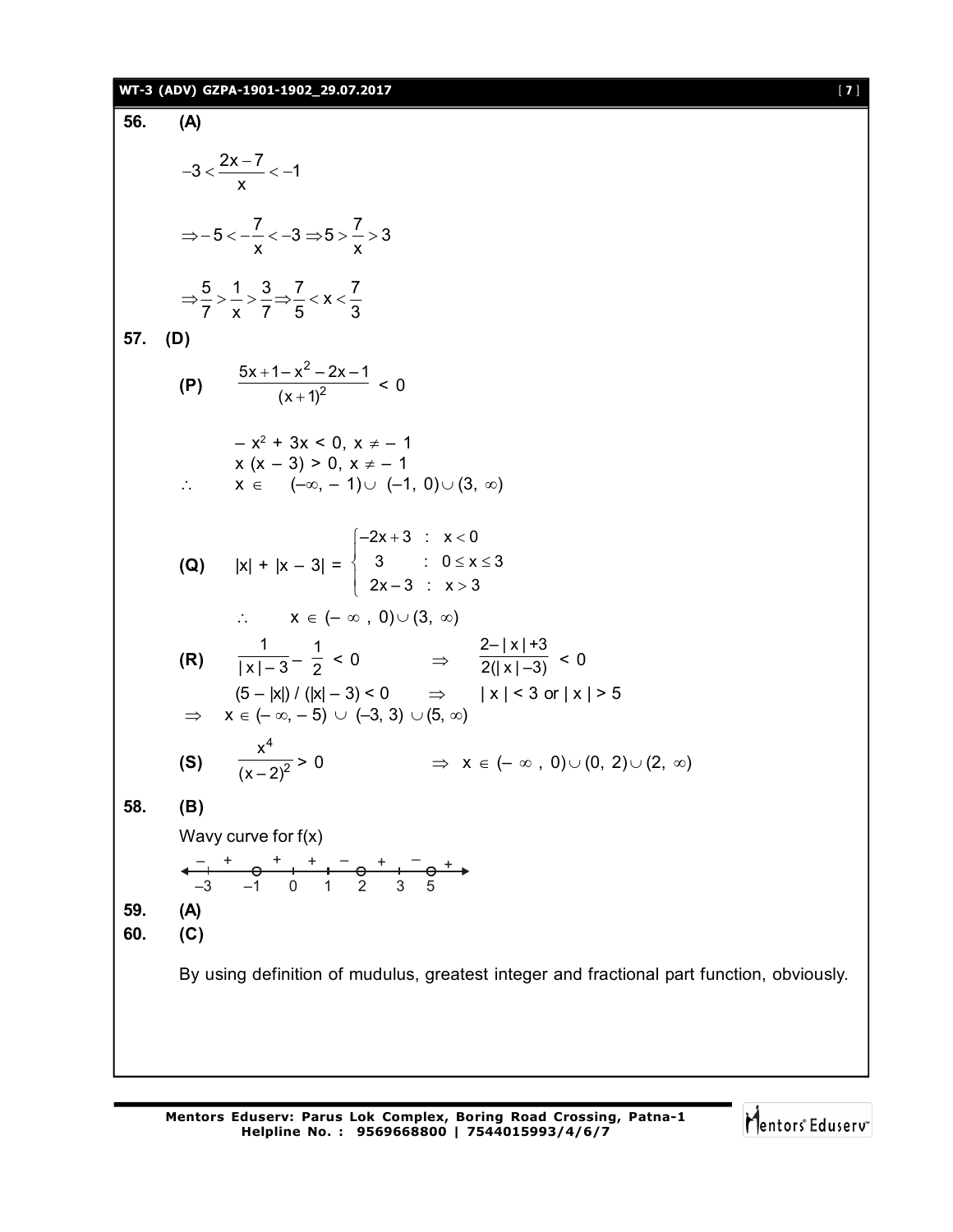**56.** **(A)**

$$-3 < \frac{2x-7}{x} < -1$$

$$\Rightarrow -5 < -\frac{7}{x} < -3 \Rightarrow 5 > \frac{7}{x} > 3$$

$$\Rightarrow \frac{5}{7} > \frac{1}{x} > \frac{3}{7} \Rightarrow \frac{7}{5} < x < \frac{7}{3}$$

**57.** **(D)**

**(P)** $\frac{5x+1-x^2-2x-1}{(x+1)^2} < 0$

$-x^2 + 3x < 0,\ x \neq -1$

$x(x-3) > 0,\ x \neq -1$

$\therefore\ x \in (-\infty, -1) \cup (-1, 0) \cup (3, \infty)$

**(Q)** $|x| + |x-3| = \begin{cases} -2x+3 & : x < 0 \\ 3 & : 0 \le x \le 3 \\ 2x-3 & : x > 3 \end{cases}$

$\therefore\ x \in (-\infty, 0) \cup (3, \infty)$

**(R)** $\frac{1}{|x|-3} - \frac{1}{2} < 0 \quad \Rightarrow \quad \frac{2-|x|+3}{2(|x|-3)} < 0$

$(5 - |x|) / (|x| - 3) < 0 \quad \Rightarrow \quad |x| < 3$ or $|x| > 5$

$\Rightarrow\ x \in (-\infty, -5) \cup (-3, 3) \cup (5, \infty)$

**(S)** $\frac{x^4}{(x-2)^2} > 0 \quad \Rightarrow\ x \in (-\infty, 0) \cup (0, 2) \cup (2, \infty)$

**58.** **(B)**

Wavy curve for f(x)

– + + + – + – +

–3 –1 0 1 2 3 5

**59.** **(A)**

**60.** **(C)**

By using definition of mudulus, greatest integer and fractional part function, obviously.